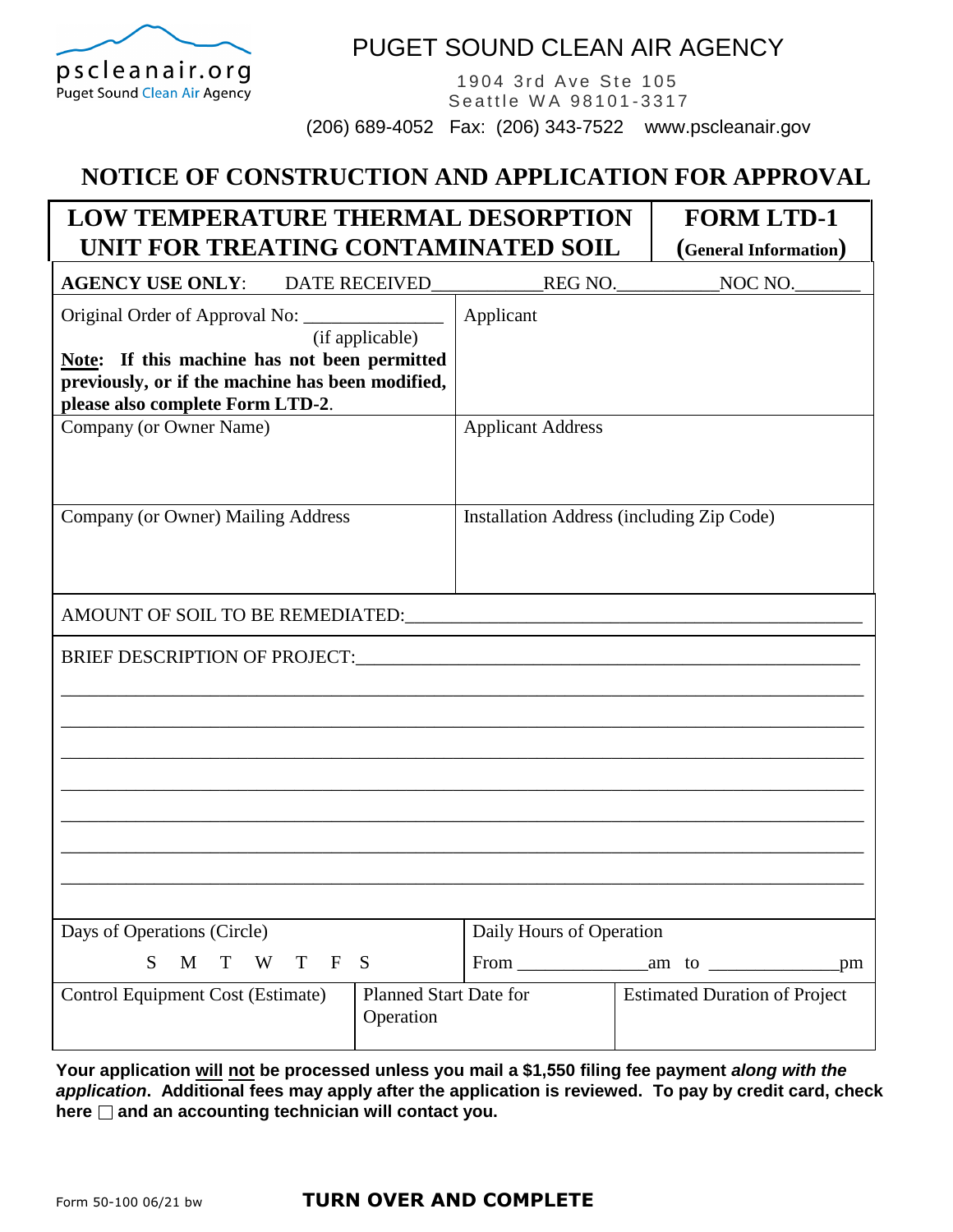pscleanair.org
Puget Sound Clean Air Agency

# PUGET SOUND CLEAN AIR AGENCY

1904 3rd Ave Ste 105
Seattle WA 98101-3317
(206) 689-4052 Fax: (206) 343-7522 www.pscleanair.gov

## NOTICE OF CONSTRUCTION AND APPLICATION FOR APPROVAL

| LOW TEMPERATURE THERMAL DESORPTION UNIT FOR TREATING CONTAMINATED SOIL | FORM LTD-1 (General Information) |
|---|---|

**AGENCY USE ONLY**: DATE RECEIVED___________ REG NO.___________ NOC NO._______

| | |
|---|---|
| Original Order of Approval No: ______________ (if applicable)<br>**Note: If this machine has not been permitted previously, or if the machine has been modified, please also complete Form LTD-2.** | Applicant |
| Company (or Owner Name) | Applicant Address |
| Company (or Owner) Mailing Address | Installation Address (including Zip Code) |

AMOUNT OF SOIL TO BE REMEDIATED:_______________________________________________

BRIEF DESCRIPTION OF PROJECT:_________________________________________________

_______________________________________________________________________________

_______________________________________________________________________________

_______________________________________________________________________________

_______________________________________________________________________________

_______________________________________________________________________________

_______________________________________________________________________________

_______________________________________________________________________________

| Days of Operations (Circle) | Daily Hours of Operation |
|---|---|
| S M T W T F S | From ______________am to ______________pm |

| Control Equipment Cost (Estimate) | Planned Start Date for Operation | Estimated Duration of Project |
|---|---|---|
| | | |

**Your application <u>will</u> <u>not</u> be processed unless you mail a $1,550 filing fee payment *along with the application*. Additional fees may apply after the application is reviewed. To pay by credit card, check here ☐ and an accounting technician will contact you.**

Form 50-100 06/21 bw

**TURN OVER AND COMPLETE**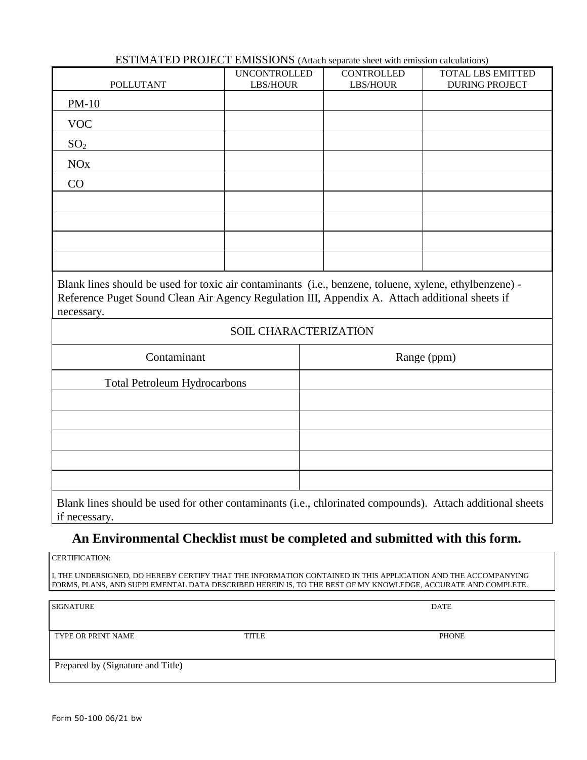ESTIMATED PROJECT EMISSIONS (Attach separate sheet with emission calculations)

| POLLUTANT | UNCONTROLLED LBS/HOUR | CONTROLLED LBS/HOUR | TOTAL LBS EMITTED DURING PROJECT |
|---|---|---|---|
| PM-10 | | | |
| VOC | | | |
| $SO_2$ | | | |
| NOx | | | |
| CO | | | |
| | | | |
| | | | |
| | | | |
| | | | |

Blank lines should be used for toxic air contaminants (i.e., benzene, toluene, xylene, ethylbenzene) - Reference Puget Sound Clean Air Agency Regulation III, Appendix A. Attach additional sheets if necessary.

SOIL CHARACTERIZATION

| Contaminant | Range (ppm) |
|---|---|
| Total Petroleum Hydrocarbons | |
| | |
| | |
| | |
| | |
| | |

Blank lines should be used for other contaminants (i.e., chlorinated compounds). Attach additional sheets if necessary.

**An Environmental Checklist must be completed and submitted with this form.**

CERTIFICATION:

I, THE UNDERSIGNED, DO HEREBY CERTIFY THAT THE INFORMATION CONTAINED IN THIS APPLICATION AND THE ACCOMPANYING FORMS, PLANS, AND SUPPLEMENTAL DATA DESCRIBED HEREIN IS, TO THE BEST OF MY KNOWLEDGE, ACCURATE AND COMPLETE.

SIGNATURE DATE

TYPE OR PRINT NAME TITLE PHONE

Prepared by (Signature and Title)

Form 50-100 06/21 bw